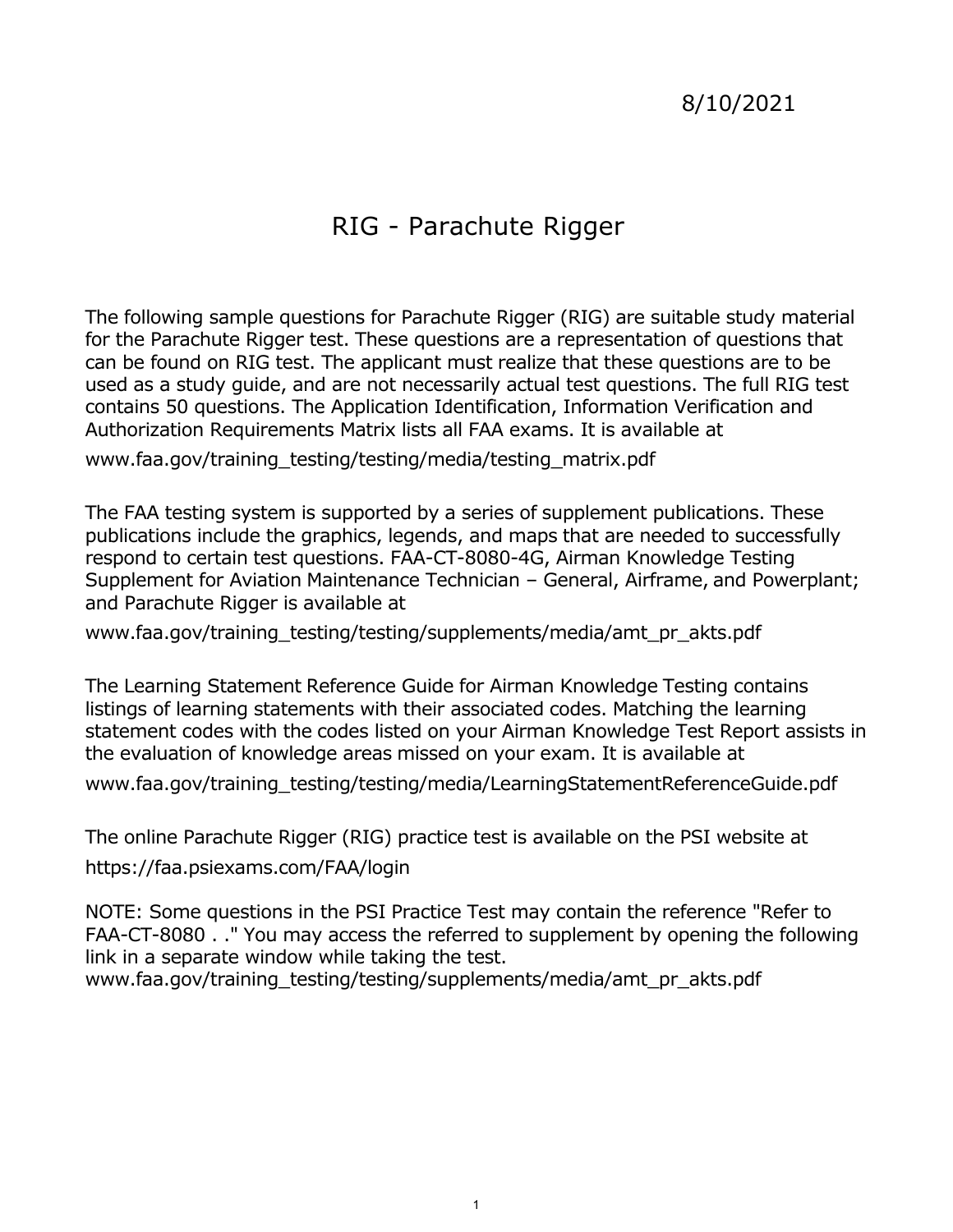8/10/2021

# RIG - Parachute Rigger

The following sample questions for Parachute Rigger (RIG) are suitable study material for the Parachute Rigger test. These questions are a representation of questions that can be found on RIG test. The applicant must realize that these questions are to be used as a study guide, and are not necessarily actual test questions. The full RIG test contains 50 questions. The Application Identification, Information Verification and Authorization Requirements Matrix lists all FAA exams. It is available at

www.faa.gov/training_testing/testing/media/testing_matrix.pdf

The FAA testing system is supported by a series of supplement publications. These publications include the graphics, legends, and maps that are needed to successfully respond to certain test questions. FAA-CT-8080-4G, Airman Knowledge Testing Supplement for Aviation Maintenance Technician – General, Airframe, and Powerplant; and Parachute Rigger is available at

www.faa.gov/training_testing/testing/supplements/media/amt_pr_akts.pdf

The Learning Statement Reference Guide for Airman Knowledge Testing contains listings of learning statements with their associated codes. Matching the learning statement codes with the codes listed on your Airman Knowledge Test Report assists in the evaluation of knowledge areas missed on your exam. It is available at

www.faa.gov/training_testing/testing/media/LearningStatementReferenceGuide.pdf

The online Parachute Rigger (RIG) practice test is available on the PSI website at

https://faa.psiexams.com/FAA/login

NOTE: Some questions in the PSI Practice Test may contain the reference "Refer to FAA-CT-8080 . ." You may access the referred to supplement by opening the following link in a separate window while taking the test.
www.faa.gov/training_testing/testing/supplements/media/amt_pr_akts.pdf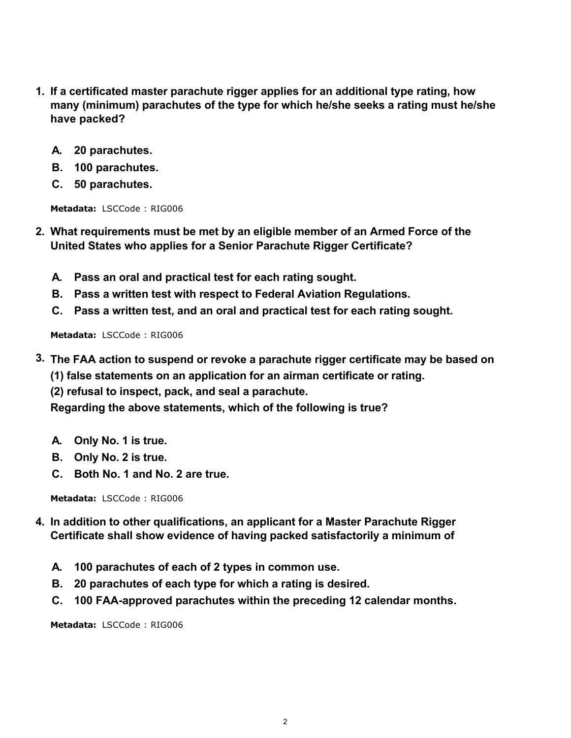1. **If a certificated master parachute rigger applies for an additional type rating, how many (minimum) parachutes of the type for which he/she seeks a rating must he/she have packed?**

   **A. 20 parachutes.**
   **B. 100 parachutes.**
   **C. 50 parachutes.**

   **Metadata:** LSCCode : RIG006

2. **What requirements must be met by an eligible member of an Armed Force of the United States who applies for a Senior Parachute Rigger Certificate?**

   **A. Pass an oral and practical test for each rating sought.**
   **B. Pass a written test with respect to Federal Aviation Regulations.**
   **C. Pass a written test, and an oral and practical test for each rating sought.**

   **Metadata:** LSCCode : RIG006

3. **The FAA action to suspend or revoke a parachute rigger certificate may be based on**
   **(1) false statements on an application for an airman certificate or rating.**
   **(2) refusal to inspect, pack, and seal a parachute.**
   **Regarding the above statements, which of the following is true?**

   **A. Only No. 1 is true.**
   **B. Only No. 2 is true.**
   **C. Both No. 1 and No. 2 are true.**

   **Metadata:** LSCCode : RIG006

4. **In addition to other qualifications, an applicant for a Master Parachute Rigger Certificate shall show evidence of having packed satisfactorily a minimum of**

   **A. 100 parachutes of each of 2 types in common use.**
   **B. 20 parachutes of each type for which a rating is desired.**
   **C. 100 FAA-approved parachutes within the preceding 12 calendar months.**

   **Metadata:** LSCCode : RIG006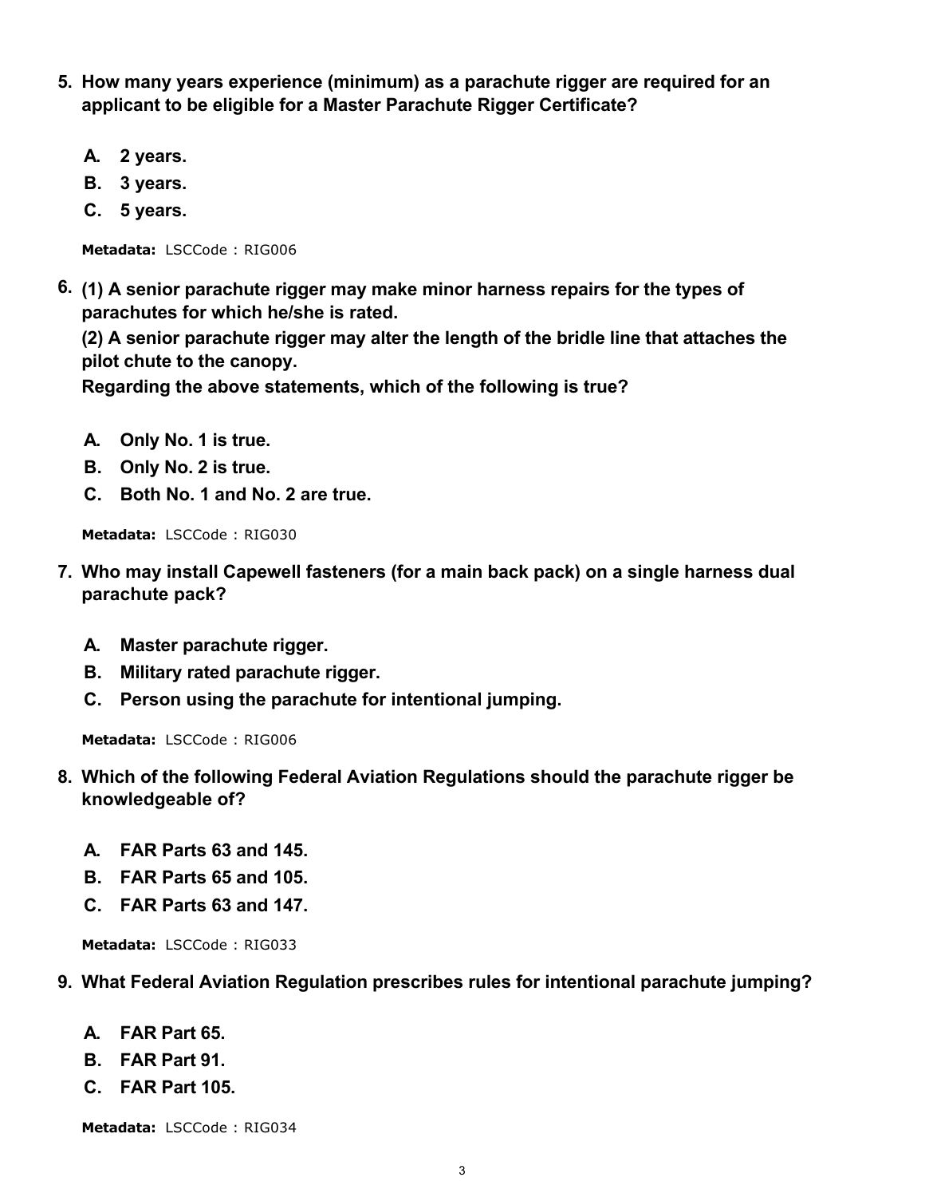5. **How many years experience (minimum) as a parachute rigger are required for an applicant to be eligible for a Master Parachute Rigger Certificate?**

   **A. 2 years.**
   **B. 3 years.**
   **C. 5 years.**

   **Metadata:** LSCCode : RIG006

6. **(1) A senior parachute rigger may make minor harness repairs for the types of parachutes for which he/she is rated.**
   **(2) A senior parachute rigger may alter the length of the bridle line that attaches the pilot chute to the canopy.**
   **Regarding the above statements, which of the following is true?**

   **A. Only No. 1 is true.**
   **B. Only No. 2 is true.**
   **C. Both No. 1 and No. 2 are true.**

   **Metadata:** LSCCode : RIG030

7. **Who may install Capewell fasteners (for a main back pack) on a single harness dual parachute pack?**

   **A. Master parachute rigger.**
   **B. Military rated parachute rigger.**
   **C. Person using the parachute for intentional jumping.**

   **Metadata:** LSCCode : RIG006

8. **Which of the following Federal Aviation Regulations should the parachute rigger be knowledgeable of?**

   **A. FAR Parts 63 and 145.**
   **B. FAR Parts 65 and 105.**
   **C. FAR Parts 63 and 147.**

   **Metadata:** LSCCode : RIG033

9. **What Federal Aviation Regulation prescribes rules for intentional parachute jumping?**

   **A. FAR Part 65.**
   **B. FAR Part 91.**
   **C. FAR Part 105.**

   **Metadata:** LSCCode : RIG034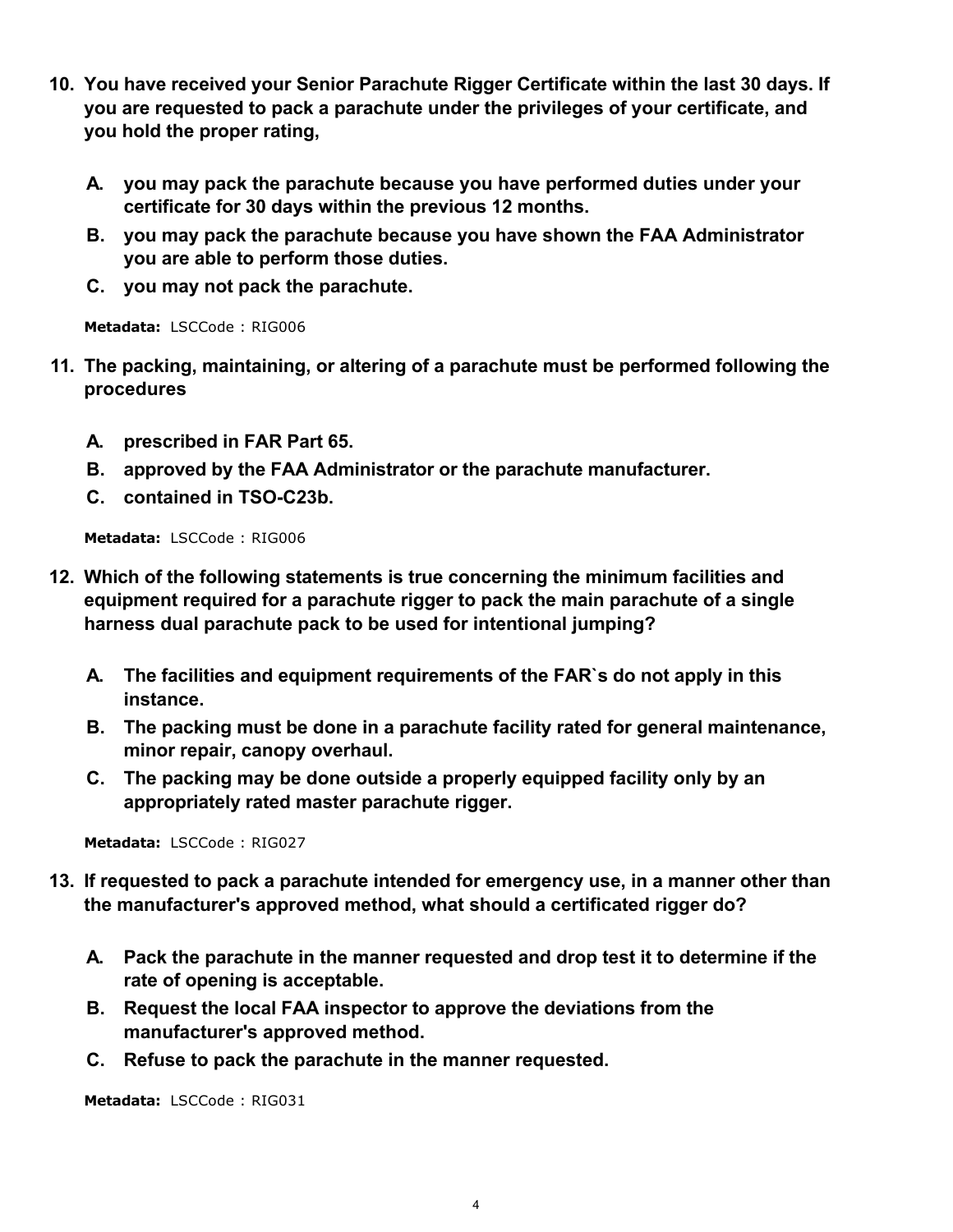10. **You have received your Senior Parachute Rigger Certificate within the last 30 days. If you are requested to pack a parachute under the privileges of your certificate, and you hold the proper rating,**

    A. **you may pack the parachute because you have performed duties under your certificate for 30 days within the previous 12 months.**

    B. **you may pack the parachute because you have shown the FAA Administrator you are able to perform those duties.**

    C. **you may not pack the parachute.**

    **Metadata:** LSCCode : RIG006

11. **The packing, maintaining, or altering of a parachute must be performed following the procedures**

    A. **prescribed in FAR Part 65.**

    B. **approved by the FAA Administrator or the parachute manufacturer.**

    C. **contained in TSO-C23b.**

    **Metadata:** LSCCode : RIG006

12. **Which of the following statements is true concerning the minimum facilities and equipment required for a parachute rigger to pack the main parachute of a single harness dual parachute pack to be used for intentional jumping?**

    A. **The facilities and equipment requirements of the FAR`s do not apply in this instance.**

    B. **The packing must be done in a parachute facility rated for general maintenance, minor repair, canopy overhaul.**

    C. **The packing may be done outside a properly equipped facility only by an appropriately rated master parachute rigger.**

    **Metadata:** LSCCode : RIG027

13. **If requested to pack a parachute intended for emergency use, in a manner other than the manufacturer's approved method, what should a certificated rigger do?**

    A. **Pack the parachute in the manner requested and drop test it to determine if the rate of opening is acceptable.**

    B. **Request the local FAA inspector to approve the deviations from the manufacturer's approved method.**

    C. **Refuse to pack the parachute in the manner requested.**

    **Metadata:** LSCCode : RIG031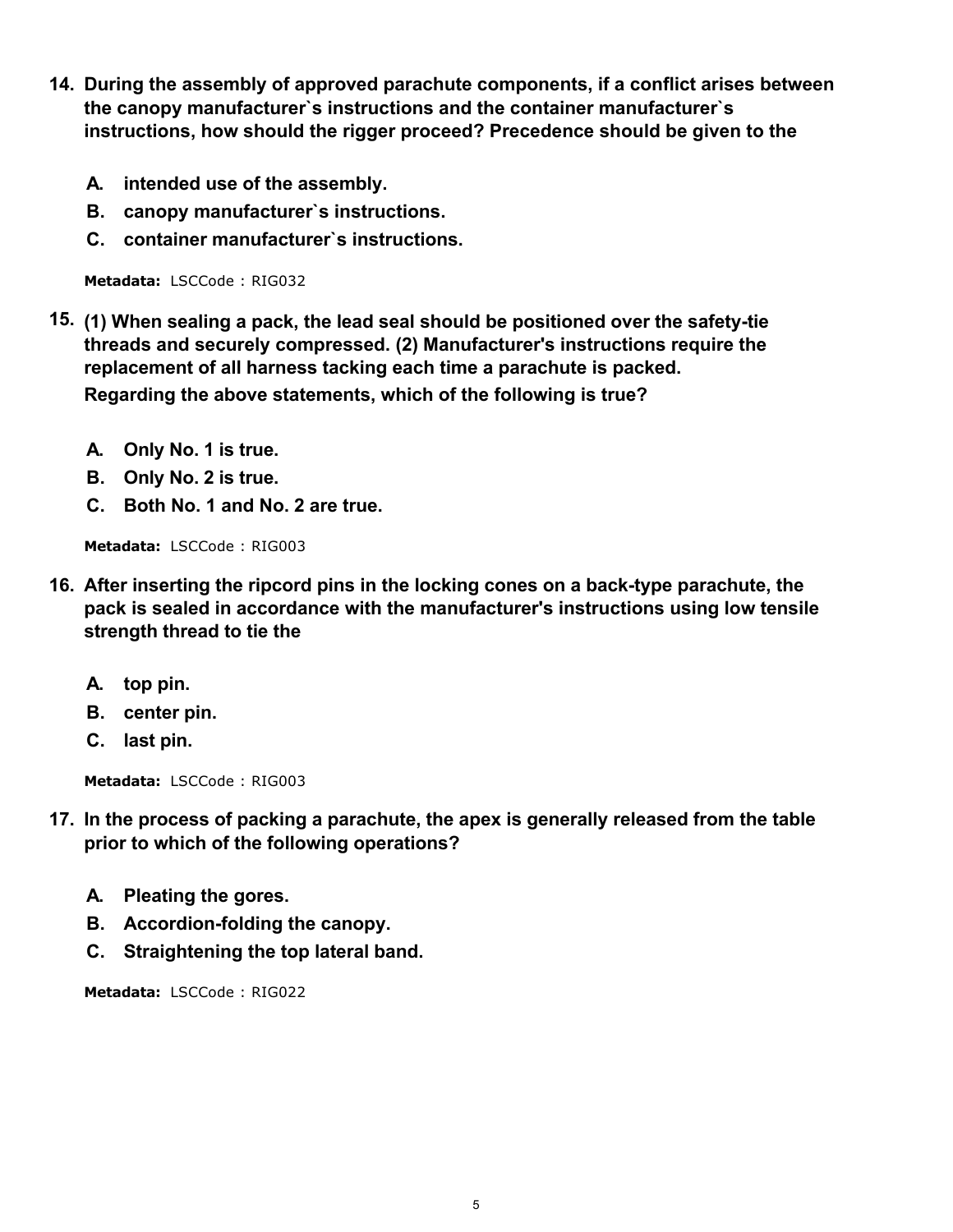14. **During the assembly of approved parachute components, if a conflict arises between the canopy manufacturer`s instructions and the container manufacturer`s instructions, how should the rigger proceed? Precedence should be given to the**

    **A. intended use of the assembly.**
    
    **B. canopy manufacturer`s instructions.**
    
    **C. container manufacturer`s instructions.**

    **Metadata:** LSCCode : RIG032

15. **(1) When sealing a pack, the lead seal should be positioned over the safety-tie threads and securely compressed. (2) Manufacturer's instructions require the replacement of all harness tacking each time a parachute is packed.**
    **Regarding the above statements, which of the following is true?**

    **A. Only No. 1 is true.**
    
    **B. Only No. 2 is true.**
    
    **C. Both No. 1 and No. 2 are true.**

    **Metadata:** LSCCode : RIG003

16. **After inserting the ripcord pins in the locking cones on a back-type parachute, the pack is sealed in accordance with the manufacturer's instructions using low tensile strength thread to tie the**

    **A. top pin.**
    
    **B. center pin.**
    
    **C. last pin.**

    **Metadata:** LSCCode : RIG003

17. **In the process of packing a parachute, the apex is generally released from the table prior to which of the following operations?**

    **A. Pleating the gores.**
    
    **B. Accordion-folding the canopy.**
    
    **C. Straightening the top lateral band.**

    **Metadata:** LSCCode : RIG022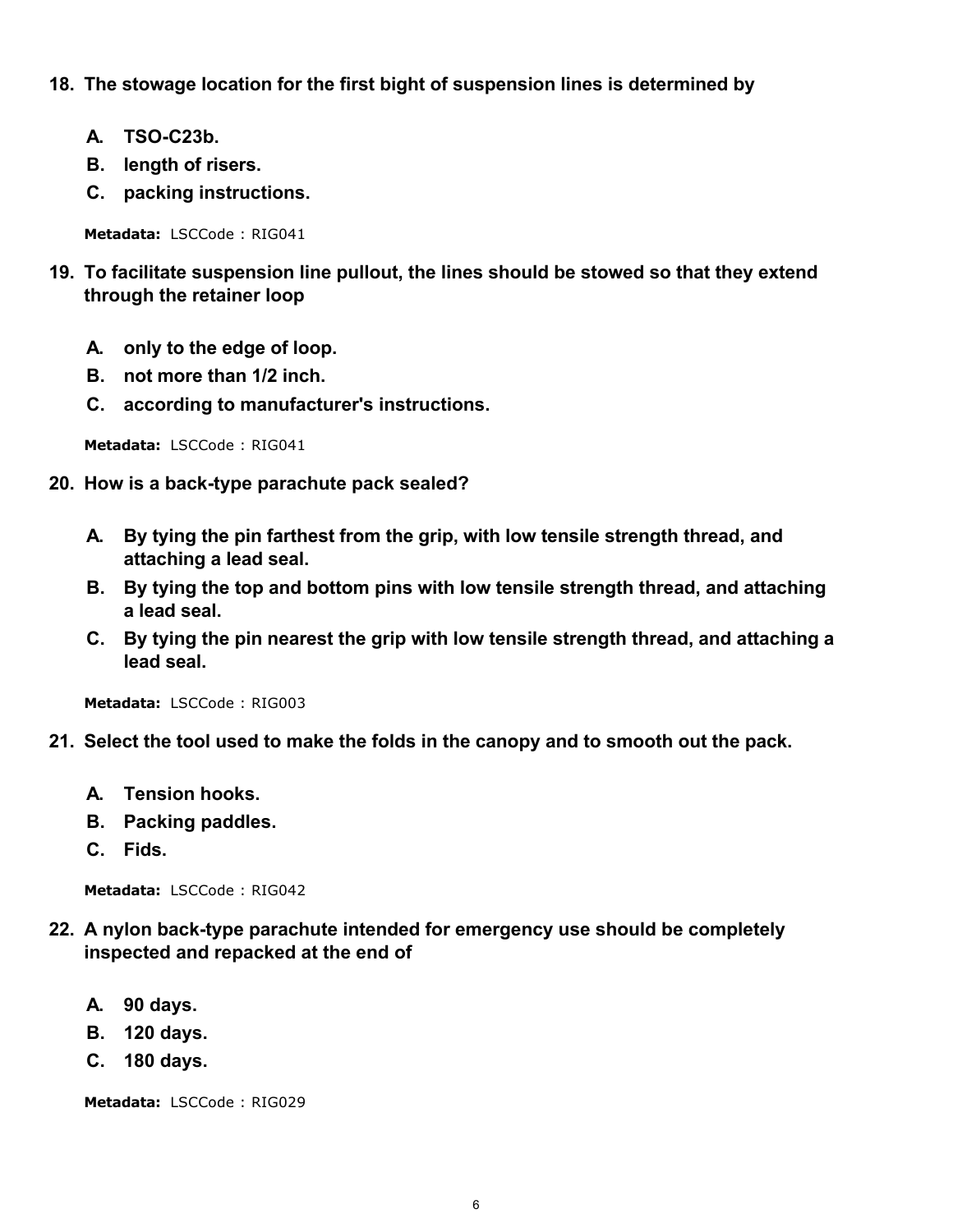**18. The stowage location for the first bight of suspension lines is determined by**

- **A. TSO-C23b.**
- **B. length of risers.**
- **C. packing instructions.**

**Metadata:** LSCCode : RIG041

**19. To facilitate suspension line pullout, the lines should be stowed so that they extend through the retainer loop**

- **A. only to the edge of loop.**
- **B. not more than 1/2 inch.**
- **C. according to manufacturer's instructions.**

**Metadata:** LSCCode : RIG041

**20. How is a back-type parachute pack sealed?**

- **A. By tying the pin farthest from the grip, with low tensile strength thread, and attaching a lead seal.**
- **B. By tying the top and bottom pins with low tensile strength thread, and attaching a lead seal.**
- **C. By tying the pin nearest the grip with low tensile strength thread, and attaching a lead seal.**

**Metadata:** LSCCode : RIG003

**21. Select the tool used to make the folds in the canopy and to smooth out the pack.**

- **A. Tension hooks.**
- **B. Packing paddles.**
- **C. Fids.**

**Metadata:** LSCCode : RIG042

**22. A nylon back-type parachute intended for emergency use should be completely inspected and repacked at the end of**

- **A. 90 days.**
- **B. 120 days.**
- **C. 180 days.**

**Metadata:** LSCCode : RIG029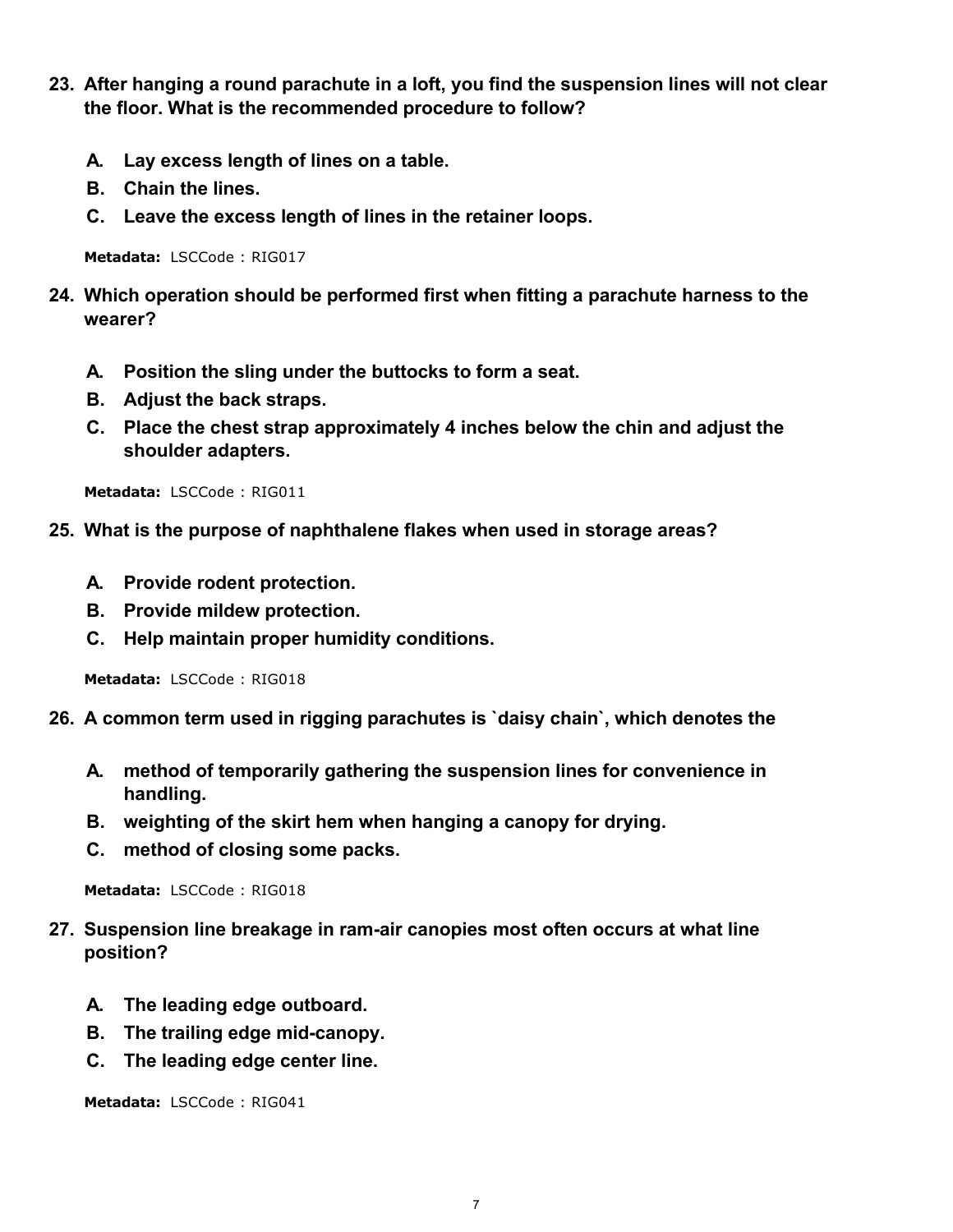23. **After hanging a round parachute in a loft, you find the suspension lines will not clear the floor. What is the recommended procedure to follow?**

    A. **Lay excess length of lines on a table.**
    B. **Chain the lines.**
    C. **Leave the excess length of lines in the retainer loops.**

    **Metadata:** LSCCode : RIG017

24. **Which operation should be performed first when fitting a parachute harness to the wearer?**

    A. **Position the sling under the buttocks to form a seat.**
    B. **Adjust the back straps.**
    C. **Place the chest strap approximately 4 inches below the chin and adjust the shoulder adapters.**

    **Metadata:** LSCCode : RIG011

25. **What is the purpose of naphthalene flakes when used in storage areas?**

    A. **Provide rodent protection.**
    B. **Provide mildew protection.**
    C. **Help maintain proper humidity conditions.**

    **Metadata:** LSCCode : RIG018

26. **A common term used in rigging parachutes is `daisy chain`, which denotes the**

    A. **method of temporarily gathering the suspension lines for convenience in handling.**
    B. **weighting of the skirt hem when hanging a canopy for drying.**
    C. **method of closing some packs.**

    **Metadata:** LSCCode : RIG018

27. **Suspension line breakage in ram-air canopies most often occurs at what line position?**

    A. **The leading edge outboard.**
    B. **The trailing edge mid-canopy.**
    C. **The leading edge center line.**

    **Metadata:** LSCCode : RIG041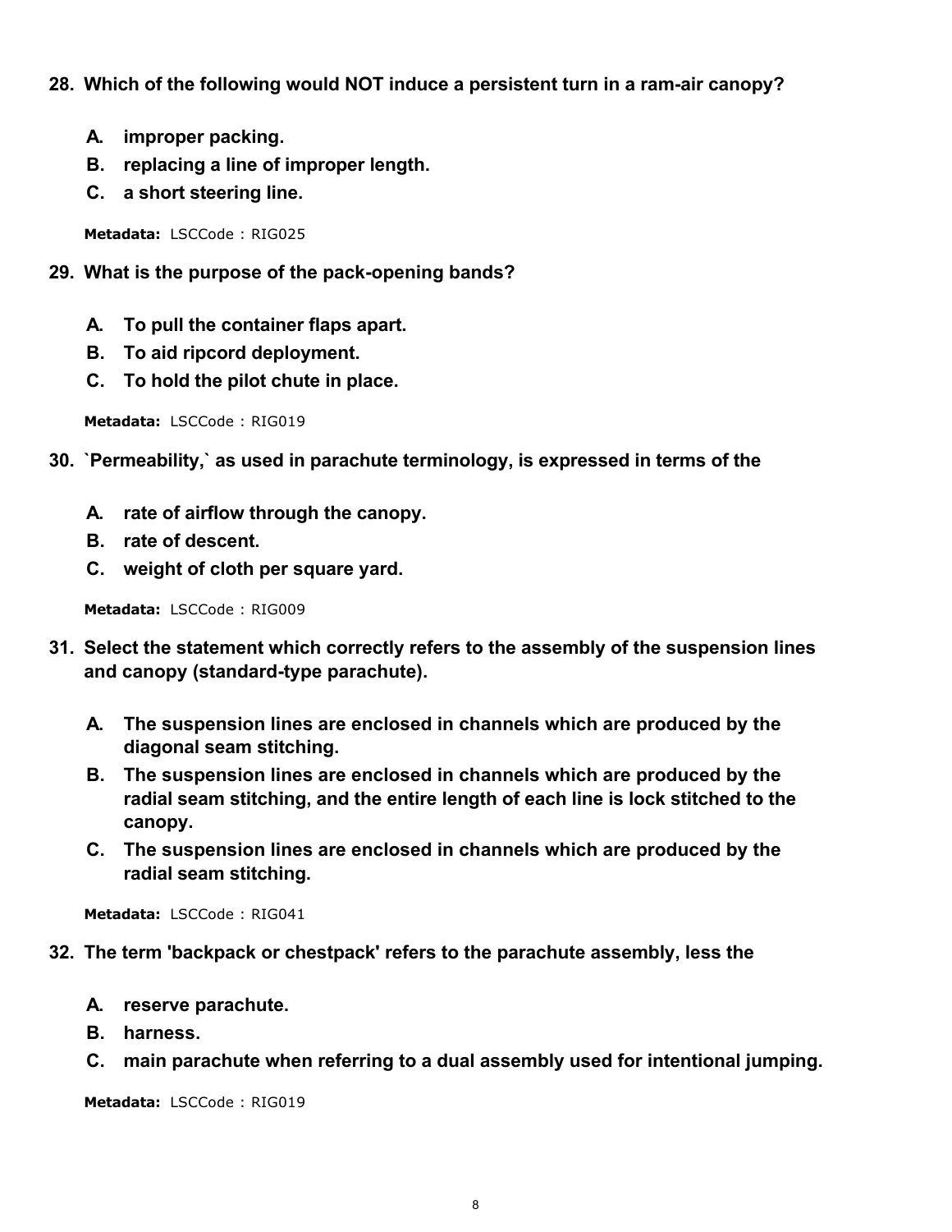**28. Which of the following would NOT induce a persistent turn in a ram-air canopy?**

- **A. improper packing.**
- **B. replacing a line of improper length.**
- **C. a short steering line.**

**Metadata:** LSCCode : RIG025

**29. What is the purpose of the pack-opening bands?**

- **A. To pull the container flaps apart.**
- **B. To aid ripcord deployment.**
- **C. To hold the pilot chute in place.**

**Metadata:** LSCCode : RIG019

**30. `Permeability,` as used in parachute terminology, is expressed in terms of the**

- **A. rate of airflow through the canopy.**
- **B. rate of descent.**
- **C. weight of cloth per square yard.**

**Metadata:** LSCCode : RIG009

**31. Select the statement which correctly refers to the assembly of the suspension lines and canopy (standard-type parachute).**

- **A. The suspension lines are enclosed in channels which are produced by the diagonal seam stitching.**
- **B. The suspension lines are enclosed in channels which are produced by the radial seam stitching, and the entire length of each line is lock stitched to the canopy.**
- **C. The suspension lines are enclosed in channels which are produced by the radial seam stitching.**

**Metadata:** LSCCode : RIG041

**32. The term 'backpack or chestpack' refers to the parachute assembly, less the**

- **A. reserve parachute.**
- **B. harness.**
- **C. main parachute when referring to a dual assembly used for intentional jumping.**

**Metadata:** LSCCode : RIG019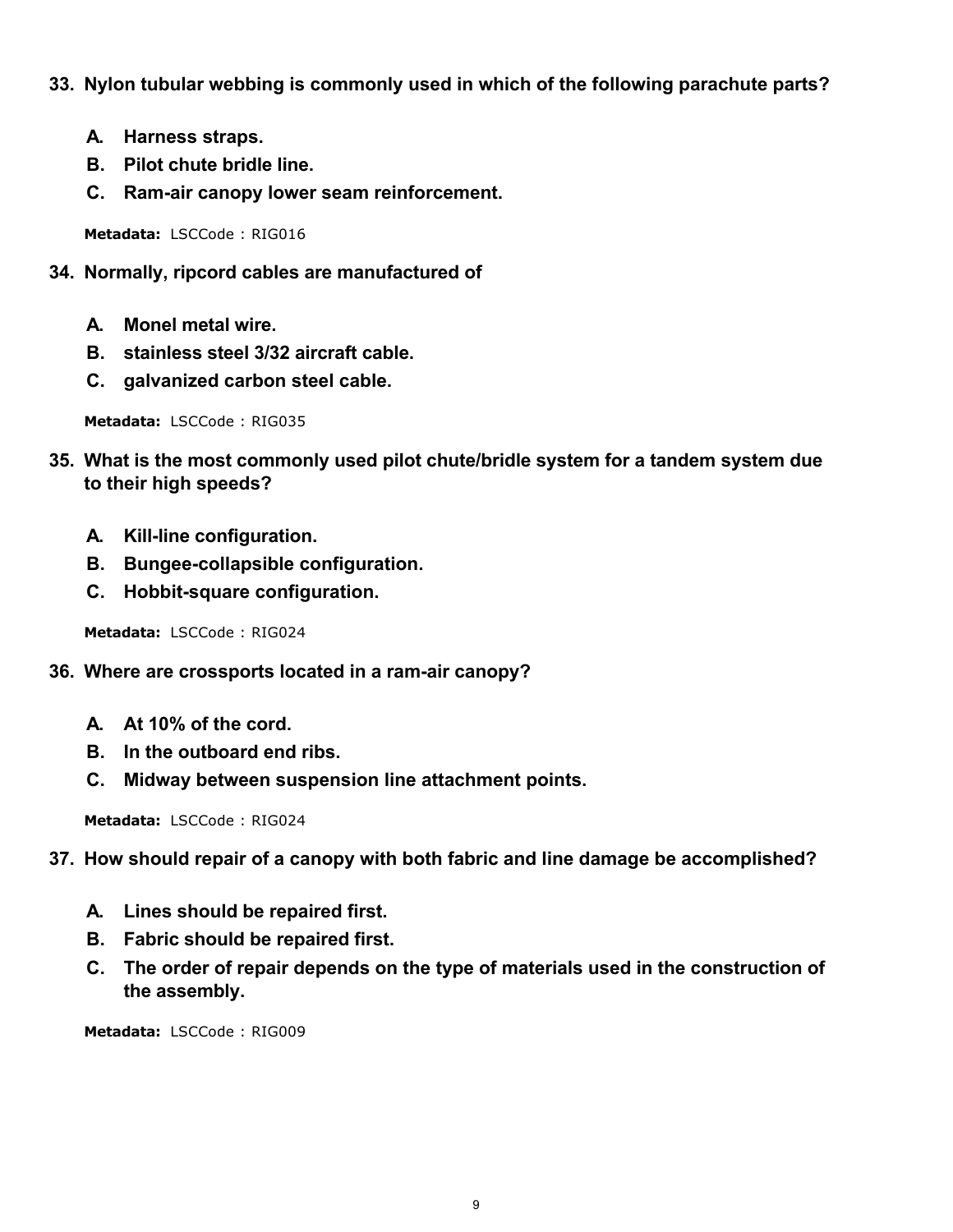**33. Nylon tubular webbing is commonly used in which of the following parachute parts?**

- **A. Harness straps.**
- **B. Pilot chute bridle line.**
- **C. Ram-air canopy lower seam reinforcement.**

**Metadata:** LSCCode : RIG016

**34. Normally, ripcord cables are manufactured of**

- **A. Monel metal wire.**
- **B. stainless steel 3/32 aircraft cable.**
- **C. galvanized carbon steel cable.**

**Metadata:** LSCCode : RIG035

**35. What is the most commonly used pilot chute/bridle system for a tandem system due to their high speeds?**

- **A. Kill-line configuration.**
- **B. Bungee-collapsible configuration.**
- **C. Hobbit-square configuration.**

**Metadata:** LSCCode : RIG024

**36. Where are crossports located in a ram-air canopy?**

- **A. At 10% of the cord.**
- **B. In the outboard end ribs.**
- **C. Midway between suspension line attachment points.**

**Metadata:** LSCCode : RIG024

**37. How should repair of a canopy with both fabric and line damage be accomplished?**

- **A. Lines should be repaired first.**
- **B. Fabric should be repaired first.**
- **C. The order of repair depends on the type of materials used in the construction of the assembly.**

**Metadata:** LSCCode : RIG009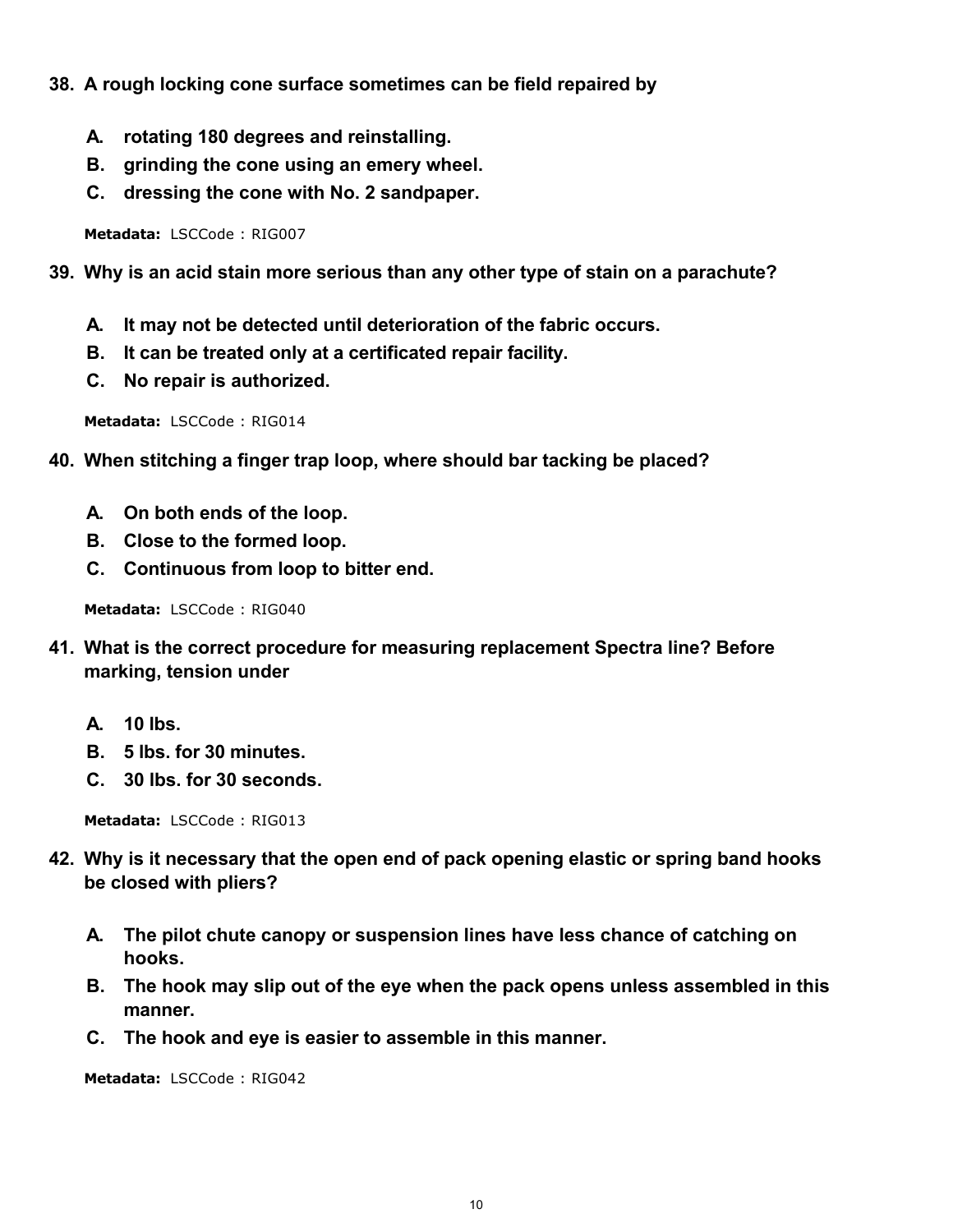**38. A rough locking cone surface sometimes can be field repaired by**

- **A. rotating 180 degrees and reinstalling.**
- **B. grinding the cone using an emery wheel.**
- **C. dressing the cone with No. 2 sandpaper.**

**Metadata:** LSCCode : RIG007

**39. Why is an acid stain more serious than any other type of stain on a parachute?**

- **A. It may not be detected until deterioration of the fabric occurs.**
- **B. It can be treated only at a certificated repair facility.**
- **C. No repair is authorized.**

**Metadata:** LSCCode : RIG014

**40. When stitching a finger trap loop, where should bar tacking be placed?**

- **A. On both ends of the loop.**
- **B. Close to the formed loop.**
- **C. Continuous from loop to bitter end.**

**Metadata:** LSCCode : RIG040

**41. What is the correct procedure for measuring replacement Spectra line? Before marking, tension under**

- **A. 10 lbs.**
- **B. 5 lbs. for 30 minutes.**
- **C. 30 lbs. for 30 seconds.**

**Metadata:** LSCCode : RIG013

**42. Why is it necessary that the open end of pack opening elastic or spring band hooks be closed with pliers?**

- **A. The pilot chute canopy or suspension lines have less chance of catching on hooks.**
- **B. The hook may slip out of the eye when the pack opens unless assembled in this manner.**
- **C. The hook and eye is easier to assemble in this manner.**

**Metadata:** LSCCode : RIG042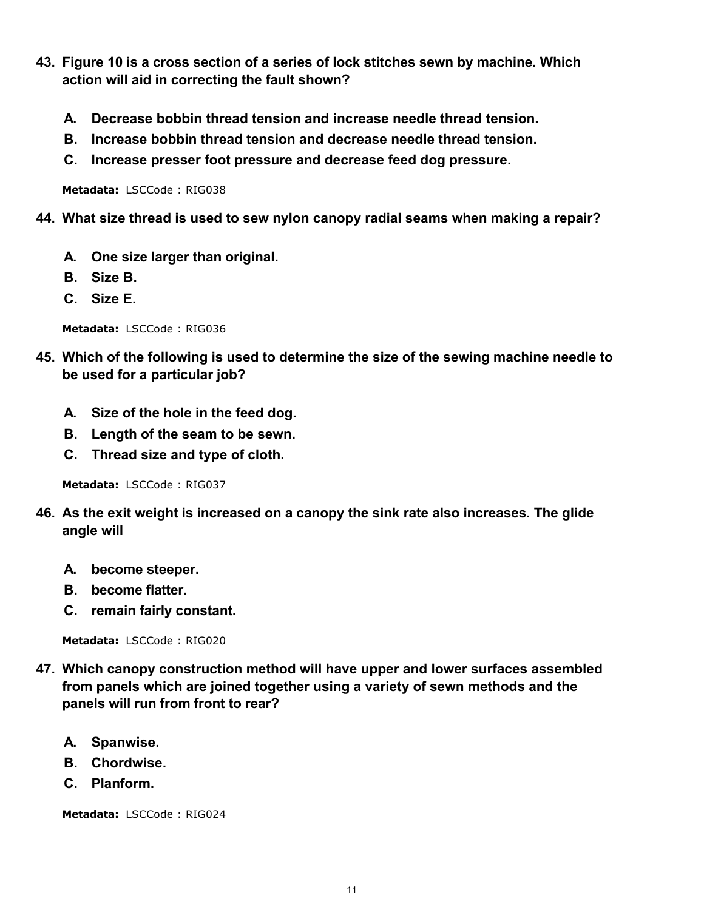**43. Figure 10 is a cross section of a series of lock stitches sewn by machine. Which action will aid in correcting the fault shown?**

- **A. Decrease bobbin thread tension and increase needle thread tension.**
- **B. Increase bobbin thread tension and decrease needle thread tension.**
- **C. Increase presser foot pressure and decrease feed dog pressure.**

**Metadata:** LSCCode : RIG038

**44. What size thread is used to sew nylon canopy radial seams when making a repair?**

- **A. One size larger than original.**
- **B. Size B.**
- **C. Size E.**

**Metadata:** LSCCode : RIG036

**45. Which of the following is used to determine the size of the sewing machine needle to be used for a particular job?**

- **A. Size of the hole in the feed dog.**
- **B. Length of the seam to be sewn.**
- **C. Thread size and type of cloth.**

**Metadata:** LSCCode : RIG037

**46. As the exit weight is increased on a canopy the sink rate also increases. The glide angle will**

- **A. become steeper.**
- **B. become flatter.**
- **C. remain fairly constant.**

**Metadata:** LSCCode : RIG020

**47. Which canopy construction method will have upper and lower surfaces assembled from panels which are joined together using a variety of sewn methods and the panels will run from front to rear?**

- **A. Spanwise.**
- **B. Chordwise.**
- **C. Planform.**

**Metadata:** LSCCode : RIG024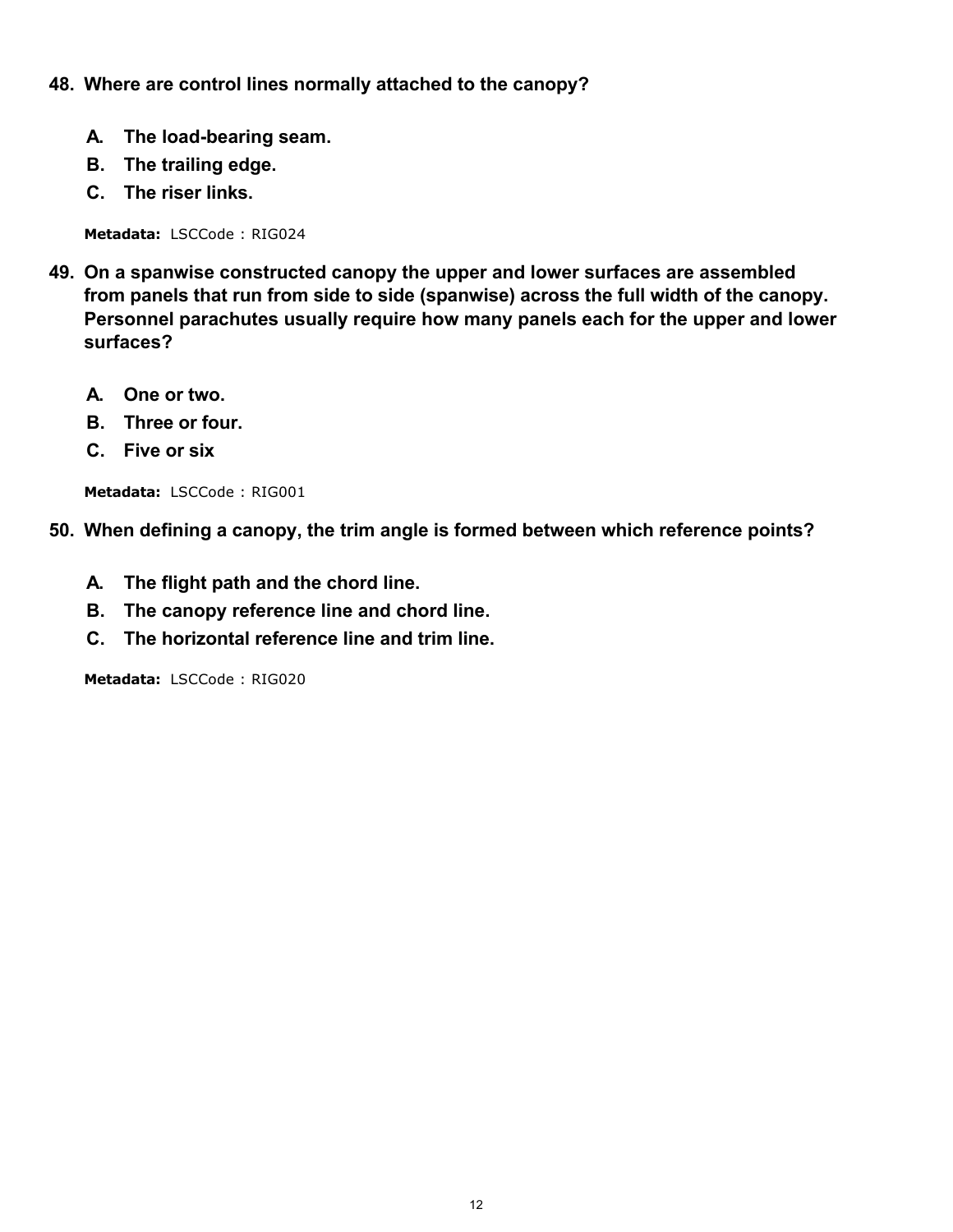**48. Where are control lines normally attached to the canopy?**

- **A. The load-bearing seam.**
- **B. The trailing edge.**
- **C. The riser links.**

**Metadata:** LSCCode : RIG024

**49. On a spanwise constructed canopy the upper and lower surfaces are assembled from panels that run from side to side (spanwise) across the full width of the canopy. Personnel parachutes usually require how many panels each for the upper and lower surfaces?**

- **A. One or two.**
- **B. Three or four.**
- **C. Five or six**

**Metadata:** LSCCode : RIG001

**50. When defining a canopy, the trim angle is formed between which reference points?**

- **A. The flight path and the chord line.**
- **B. The canopy reference line and chord line.**
- **C. The horizontal reference line and trim line.**

**Metadata:** LSCCode : RIG020